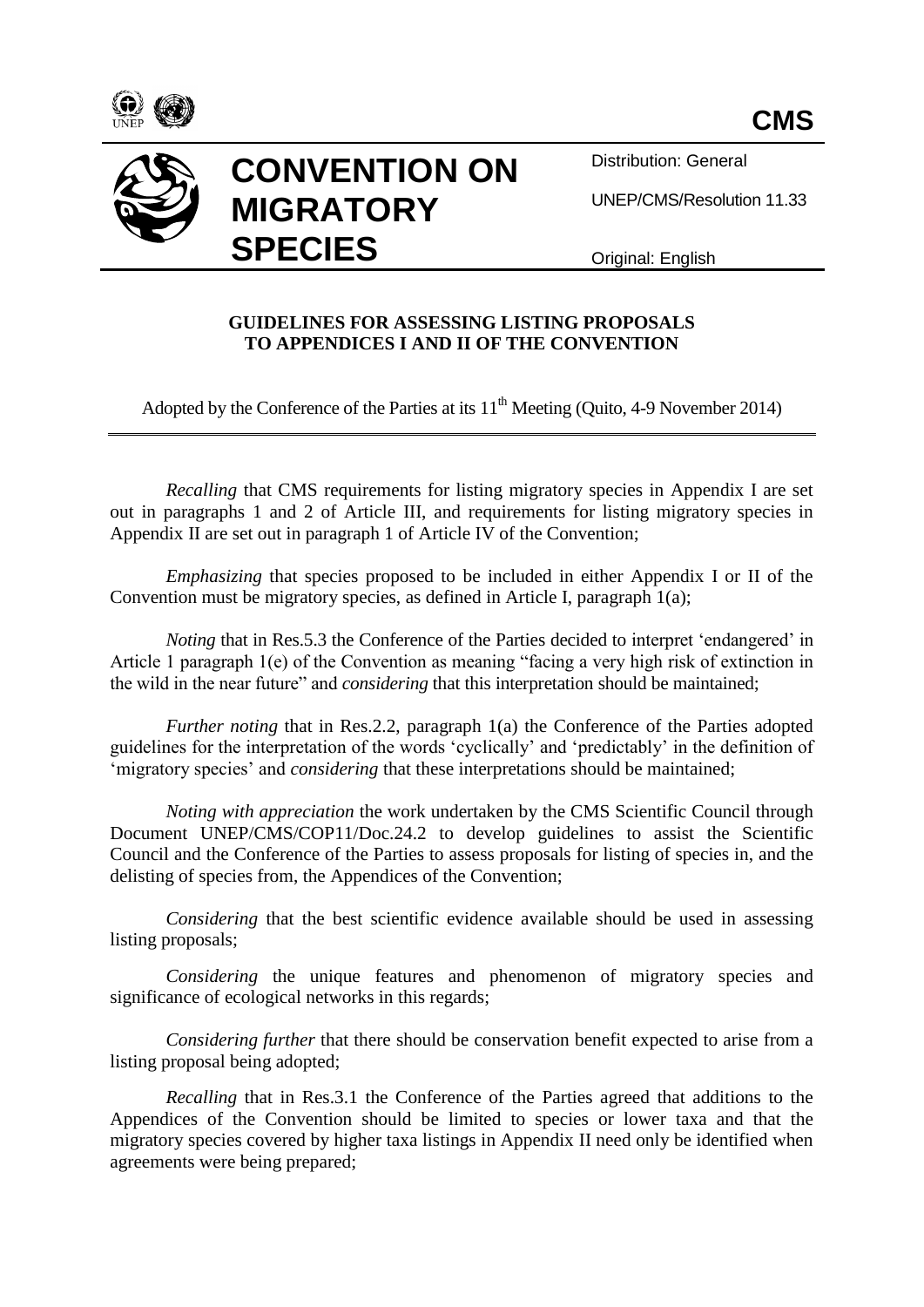CMS

# CONVENTION ON MIGRATORY SPECIES

Distribution: General

UNEP/CMS/Resolution 11.33

Original: English

## GUIDELINES FOR ASSESSING LISTING PROPOSALS TO APPENDICES I AND II OF THE CONVENTION

Adopted by the Conference of the Parties at its 11th Meeting (Quito, 4-9 November 2014)

*Recalling* that CMS requirements for listing migratory species in Appendix I are set out in paragraphs 1 and 2 of Article III, and requirements for listing migratory species in Appendix II are set out in paragraph 1 of Article IV of the Convention;

*Emphasizing* that species proposed to be included in either Appendix I or II of the Convention must be migratory species, as defined in Article I, paragraph 1(a);

*Noting* that in Res.5.3 the Conference of the Parties decided to interpret 'endangered' in Article 1 paragraph 1(e) of the Convention as meaning "facing a very high risk of extinction in the wild in the near future" and *considering* that this interpretation should be maintained;

*Further noting* that in Res.2.2, paragraph 1(a) the Conference of the Parties adopted guidelines for the interpretation of the words 'cyclically' and 'predictably' in the definition of 'migratory species' and *considering* that these interpretations should be maintained;

*Noting with appreciation* the work undertaken by the CMS Scientific Council through Document UNEP/CMS/COP11/Doc.24.2 to develop guidelines to assist the Scientific Council and the Conference of the Parties to assess proposals for listing of species in, and the delisting of species from, the Appendices of the Convention;

*Considering* that the best scientific evidence available should be used in assessing listing proposals;

*Considering* the unique features and phenomenon of migratory species and significance of ecological networks in this regards;

*Considering further* that there should be conservation benefit expected to arise from a listing proposal being adopted;

*Recalling* that in Res.3.1 the Conference of the Parties agreed that additions to the Appendices of the Convention should be limited to species or lower taxa and that the migratory species covered by higher taxa listings in Appendix II need only be identified when agreements were being prepared;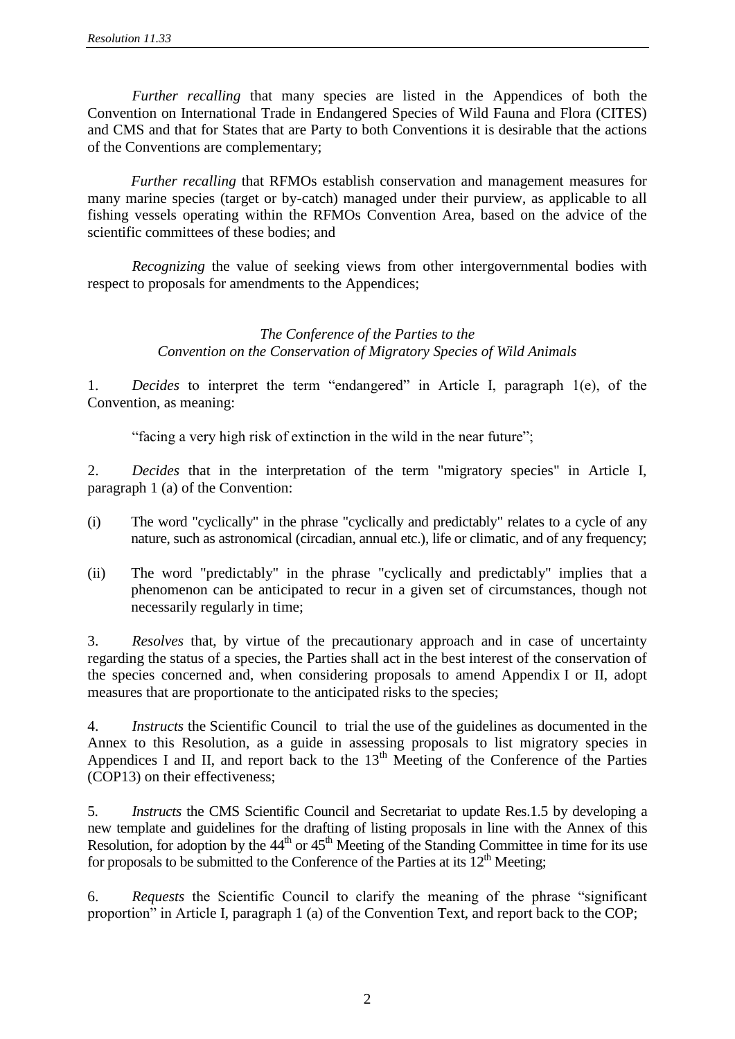*Further recalling* that many species are listed in the Appendices of both the Convention on International Trade in Endangered Species of Wild Fauna and Flora (CITES) and CMS and that for States that are Party to both Conventions it is desirable that the actions of the Conventions are complementary;

*Further recalling* that RFMOs establish conservation and management measures for many marine species (target or by-catch) managed under their purview, as applicable to all fishing vessels operating within the RFMOs Convention Area, based on the advice of the scientific committees of these bodies; and

*Recognizing* the value of seeking views from other intergovernmental bodies with respect to proposals for amendments to the Appendices;

*The Conference of the Parties to the*
*Convention on the Conservation of Migratory Species of Wild Animals*

1. *Decides* to interpret the term "endangered" in Article I, paragraph 1(e), of the Convention, as meaning:

   "facing a very high risk of extinction in the wild in the near future";

2. *Decides* that in the interpretation of the term "migratory species" in Article I, paragraph 1 (a) of the Convention:

(i) The word "cyclically" in the phrase "cyclically and predictably" relates to a cycle of any nature, such as astronomical (circadian, annual etc.), life or climatic, and of any frequency;

(ii) The word "predictably" in the phrase "cyclically and predictably" implies that a phenomenon can be anticipated to recur in a given set of circumstances, though not necessarily regularly in time;

3. *Resolves* that, by virtue of the precautionary approach and in case of uncertainty regarding the status of a species, the Parties shall act in the best interest of the conservation of the species concerned and, when considering proposals to amend Appendix I or II, adopt measures that are proportionate to the anticipated risks to the species;

4. *Instructs* the Scientific Council to trial the use of the guidelines as documented in the Annex to this Resolution, as a guide in assessing proposals to list migratory species in Appendices I and II, and report back to the 13th Meeting of the Conference of the Parties (COP13) on their effectiveness;

5. *Instructs* the CMS Scientific Council and Secretariat to update Res.1.5 by developing a new template and guidelines for the drafting of listing proposals in line with the Annex of this Resolution, for adoption by the 44th or 45th Meeting of the Standing Committee in time for its use for proposals to be submitted to the Conference of the Parties at its 12th Meeting;

6. *Requests* the Scientific Council to clarify the meaning of the phrase "significant proportion" in Article I, paragraph 1 (a) of the Convention Text, and report back to the COP;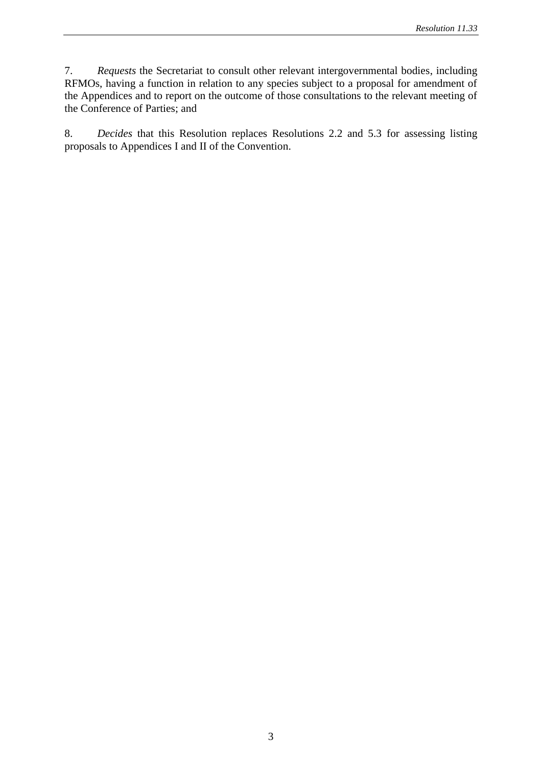7. *Requests* the Secretariat to consult other relevant intergovernmental bodies, including RFMOs, having a function in relation to any species subject to a proposal for amendment of the Appendices and to report on the outcome of those consultations to the relevant meeting of the Conference of Parties; and

8. *Decides* that this Resolution replaces Resolutions 2.2 and 5.3 for assessing listing proposals to Appendices I and II of the Convention.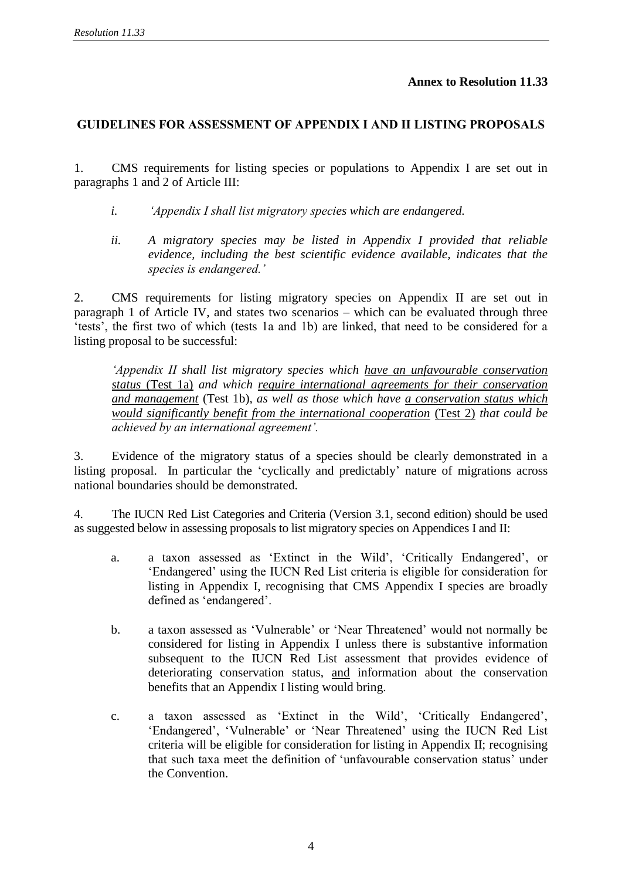**Annex to Resolution 11.33**

## GUIDELINES FOR ASSESSMENT OF APPENDIX I AND II LISTING PROPOSALS

1. CMS requirements for listing species or populations to Appendix I are set out in paragraphs 1 and 2 of Article III:

   *i. 'Appendix I shall list migratory species which are endangered.*

   *ii. A migratory species may be listed in Appendix I provided that reliable evidence, including the best scientific evidence available, indicates that the species is endangered.'*

2. CMS requirements for listing migratory species on Appendix II are set out in paragraph 1 of Article IV, and states two scenarios – which can be evaluated through three 'tests', the first two of which (tests 1a and 1b) are linked, that need to be considered for a listing proposal to be successful:

   *'Appendix II shall list migratory species which <u>have an unfavourable conservation status</u>* <u>(Test 1a)</u> *and which <u>require international agreements for their conservation and management</u>* (Test 1b)*, as well as those which have <u>a conservation status which would significantly benefit from the international cooperation</u>* <u>(Test 2)</u> *that could be achieved by an international agreement'.*

3. Evidence of the migratory status of a species should be clearly demonstrated in a listing proposal. In particular the 'cyclically and predictably' nature of migrations across national boundaries should be demonstrated.

4. The IUCN Red List Categories and Criteria (Version 3.1, second edition) should be used as suggested below in assessing proposals to list migratory species on Appendices I and II:

   a. a taxon assessed as 'Extinct in the Wild', 'Critically Endangered', or 'Endangered' using the IUCN Red List criteria is eligible for consideration for listing in Appendix I, recognising that CMS Appendix I species are broadly defined as 'endangered'.

   b. a taxon assessed as 'Vulnerable' or 'Near Threatened' would not normally be considered for listing in Appendix I unless there is substantive information subsequent to the IUCN Red List assessment that provides evidence of deteriorating conservation status, <u>and</u> information about the conservation benefits that an Appendix I listing would bring.

   c. a taxon assessed as 'Extinct in the Wild', 'Critically Endangered', 'Endangered', 'Vulnerable' or 'Near Threatened' using the IUCN Red List criteria will be eligible for consideration for listing in Appendix II; recognising that such taxa meet the definition of 'unfavourable conservation status' under the Convention.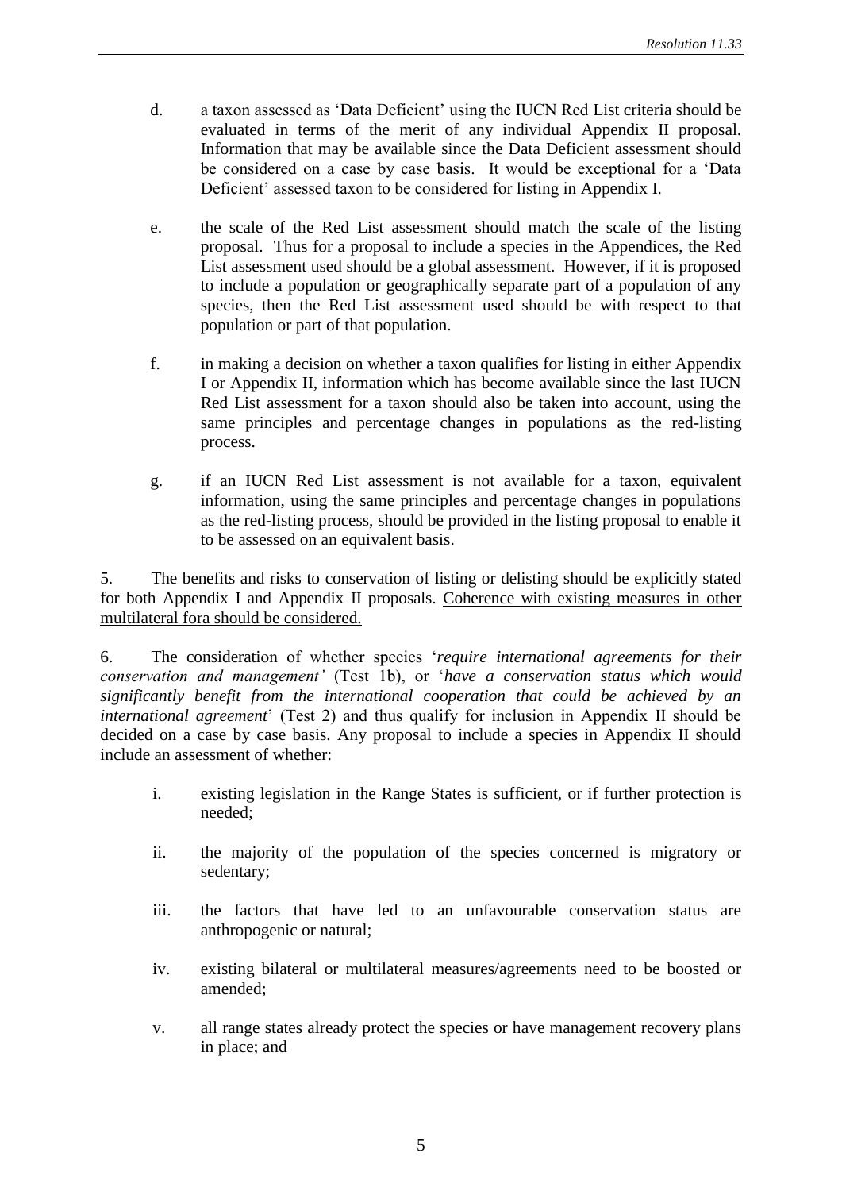d. a taxon assessed as 'Data Deficient' using the IUCN Red List criteria should be evaluated in terms of the merit of any individual Appendix II proposal. Information that may be available since the Data Deficient assessment should be considered on a case by case basis. It would be exceptional for a 'Data Deficient' assessed taxon to be considered for listing in Appendix I.

e. the scale of the Red List assessment should match the scale of the listing proposal. Thus for a proposal to include a species in the Appendices, the Red List assessment used should be a global assessment. However, if it is proposed to include a population or geographically separate part of a population of any species, then the Red List assessment used should be with respect to that population or part of that population.

f. in making a decision on whether a taxon qualifies for listing in either Appendix I or Appendix II, information which has become available since the last IUCN Red List assessment for a taxon should also be taken into account, using the same principles and percentage changes in populations as the red-listing process.

g. if an IUCN Red List assessment is not available for a taxon, equivalent information, using the same principles and percentage changes in populations as the red-listing process, should be provided in the listing proposal to enable it to be assessed on an equivalent basis.

5. The benefits and risks to conservation of listing or delisting should be explicitly stated for both Appendix I and Appendix II proposals. <u>Coherence with existing measures in other multilateral fora should be considered.</u>

6. The consideration of whether species '*require international agreements for their conservation and management'* (Test 1b), or '*have a conservation status which would significantly benefit from the international cooperation that could be achieved by an international agreement*' (Test 2) and thus qualify for inclusion in Appendix II should be decided on a case by case basis. Any proposal to include a species in Appendix II should include an assessment of whether:

i. existing legislation in the Range States is sufficient, or if further protection is needed;

ii. the majority of the population of the species concerned is migratory or sedentary;

iii. the factors that have led to an unfavourable conservation status are anthropogenic or natural;

iv. existing bilateral or multilateral measures/agreements need to be boosted or amended;

v. all range states already protect the species or have management recovery plans in place; and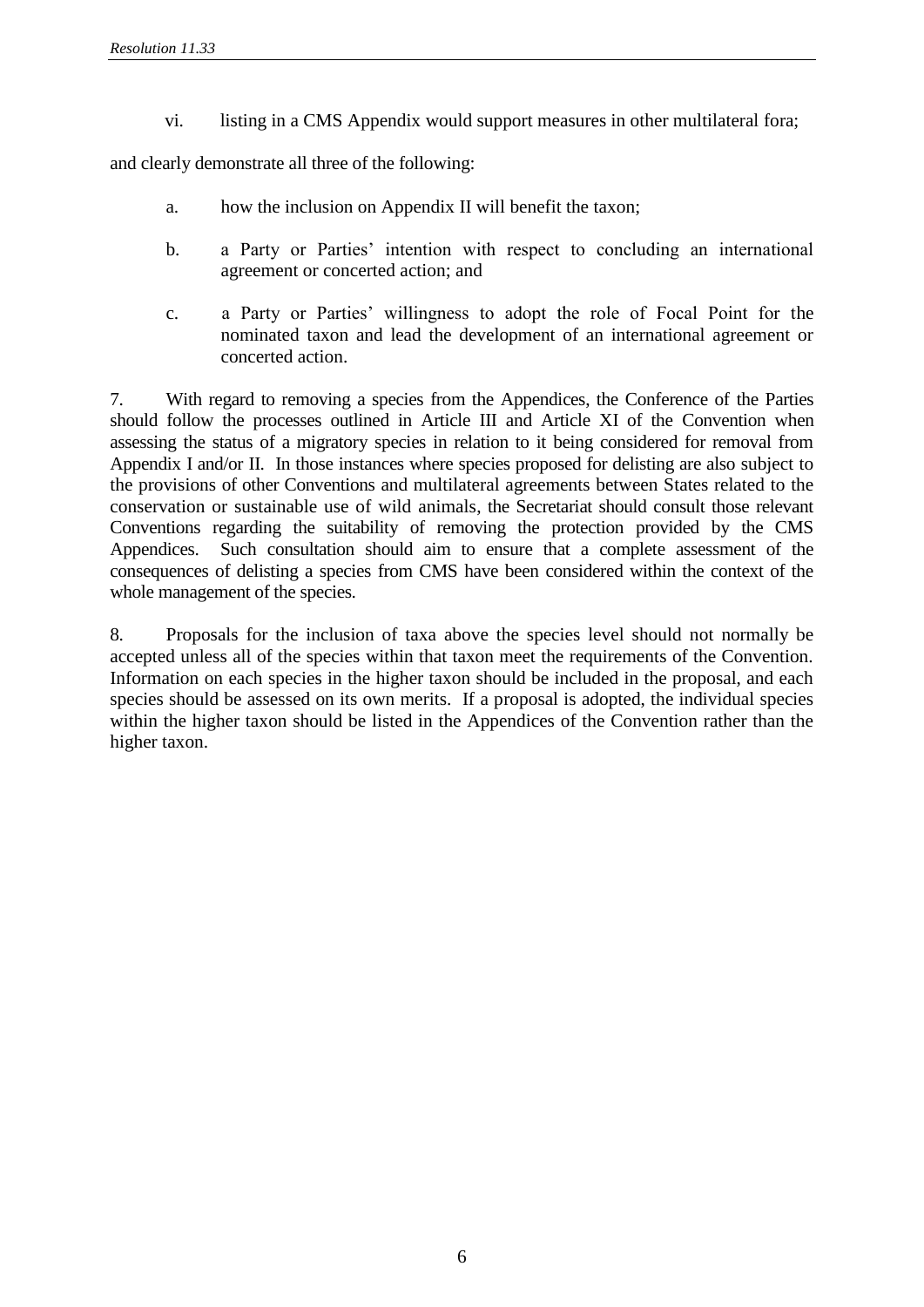vi. listing in a CMS Appendix would support measures in other multilateral fora;

and clearly demonstrate all three of the following:

a. how the inclusion on Appendix II will benefit the taxon;

b. a Party or Parties' intention with respect to concluding an international agreement or concerted action; and

c. a Party or Parties' willingness to adopt the role of Focal Point for the nominated taxon and lead the development of an international agreement or concerted action.

7. With regard to removing a species from the Appendices, the Conference of the Parties should follow the processes outlined in Article III and Article XI of the Convention when assessing the status of a migratory species in relation to it being considered for removal from Appendix I and/or II. In those instances where species proposed for delisting are also subject to the provisions of other Conventions and multilateral agreements between States related to the conservation or sustainable use of wild animals, the Secretariat should consult those relevant Conventions regarding the suitability of removing the protection provided by the CMS Appendices. Such consultation should aim to ensure that a complete assessment of the consequences of delisting a species from CMS have been considered within the context of the whole management of the species.

8. Proposals for the inclusion of taxa above the species level should not normally be accepted unless all of the species within that taxon meet the requirements of the Convention. Information on each species in the higher taxon should be included in the proposal, and each species should be assessed on its own merits. If a proposal is adopted, the individual species within the higher taxon should be listed in the Appendices of the Convention rather than the higher taxon.